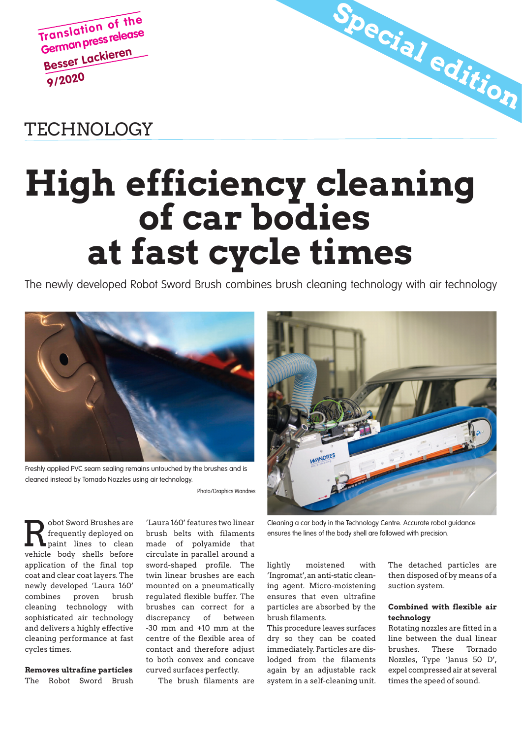Translation of the German press release Besser Lackieren 9/2020

Special edition

TECHNOLOGY

# High efficiency cleaning of car bodies at fast cycle times

The newly developed Robot Sword Brush combines brush cleaning technology with air technology

Freshly applied PVC seam sealing remains untouched by the brushes and is cleaned instead by Tornado Nozzles using air technology.

Photo/Graphics Wandres

Cleaning a car body in the Technology Centre. Accurate robot guidance ensures the lines of the body shell are followed with precision.

Robot Sword Brushes are frequently deployed on paint lines to clean vehicle body shells before application of the final top coat and clear coat layers. The newly developed 'Laura 160' combines proven brush cleaning technology with sophisticated air technology and delivers a highly effective cleaning performance at fast cycles times.

**Removes ultrafine particles**

The Robot Sword Brush 'Laura 160' features two linear brush belts with filaments made of polyamide that circulate in parallel around a sword-shaped profile. The twin linear brushes are each mounted on a pneumatically regulated flexible buffer. The brushes can correct for a discrepancy of between -30 mm and +10 mm at the centre of the flexible area of contact and therefore adjust to both convex and concave curved surfaces perfectly.

The brush filaments are lightly moistened with 'Ingromat', an anti-static cleaning agent. Micro-moistening ensures that even ultrafine particles are absorbed by the brush filaments.

This procedure leaves surfaces dry so they can be coated immediately. Particles are dislodged from the filaments again by an adjustable rack system in a self-cleaning unit. The detached particles are then disposed of by means of a suction system.

**Combined with flexible air technology**

Rotating nozzles are fitted in a line between the dual linear brushes. These Tornado Nozzles, Type 'Janus 50 D', expel compressed air at several times the speed of sound.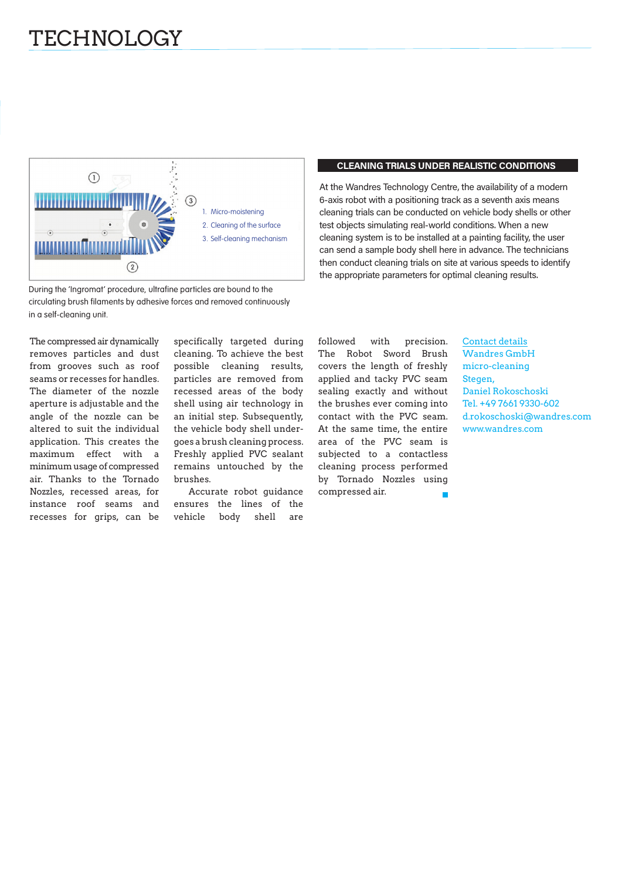# TECHNOLOGY

1. Micro-moistening
2. Cleaning of the surface
3. Self-cleaning mechanism

During the 'Ingromat' procedure, ultrafine particles are bound to the circulating brush filaments by adhesive forces and removed continuously in a self-cleaning unit.

## CLEANING TRIALS UNDER REALISTIC CONDITIONS

At the Wandres Technology Centre, the availability of a modern 6-axis robot with a positioning track as a seventh axis means cleaning trials can be conducted on vehicle body shells or other test objects simulating real-world conditions. When a new cleaning system is to be installed at a painting facility, the user can send a sample body shell here in advance. The technicians then conduct cleaning trials on site at various speeds to identify the appropriate parameters for optimal cleaning results.

The compressed air dynamically removes particles and dust from grooves such as roof seams or recesses for handles. The diameter of the nozzle aperture is adjustable and the angle of the nozzle can be altered to suit the individual application. This creates the maximum effect with a minimum usage of compressed air. Thanks to the Tornado Nozzles, recessed areas, for instance roof seams and recesses for grips, can be specifically targeted during cleaning. To achieve the best possible cleaning results, particles are removed from recessed areas of the body shell using air technology in an initial step. Subsequently, the vehicle body shell undergoes a brush cleaning process. Freshly applied PVC sealant remains untouched by the brushes.

Accurate robot guidance ensures the lines of the vehicle body shell are followed with precision. The Robot Sword Brush covers the length of freshly applied and tacky PVC seam sealing exactly and without the brushes ever coming into contact with the PVC seam. At the same time, the entire area of the PVC seam is subjected to a contactless cleaning process performed by Tornado Nozzles using compressed air.

Contact details
Wandres GmbH
micro-cleaning
Stegen,
Daniel Rokoschoski
Tel. +49 7661 9330-602
d.rokoschoski@wandres.com
www.wandres.com